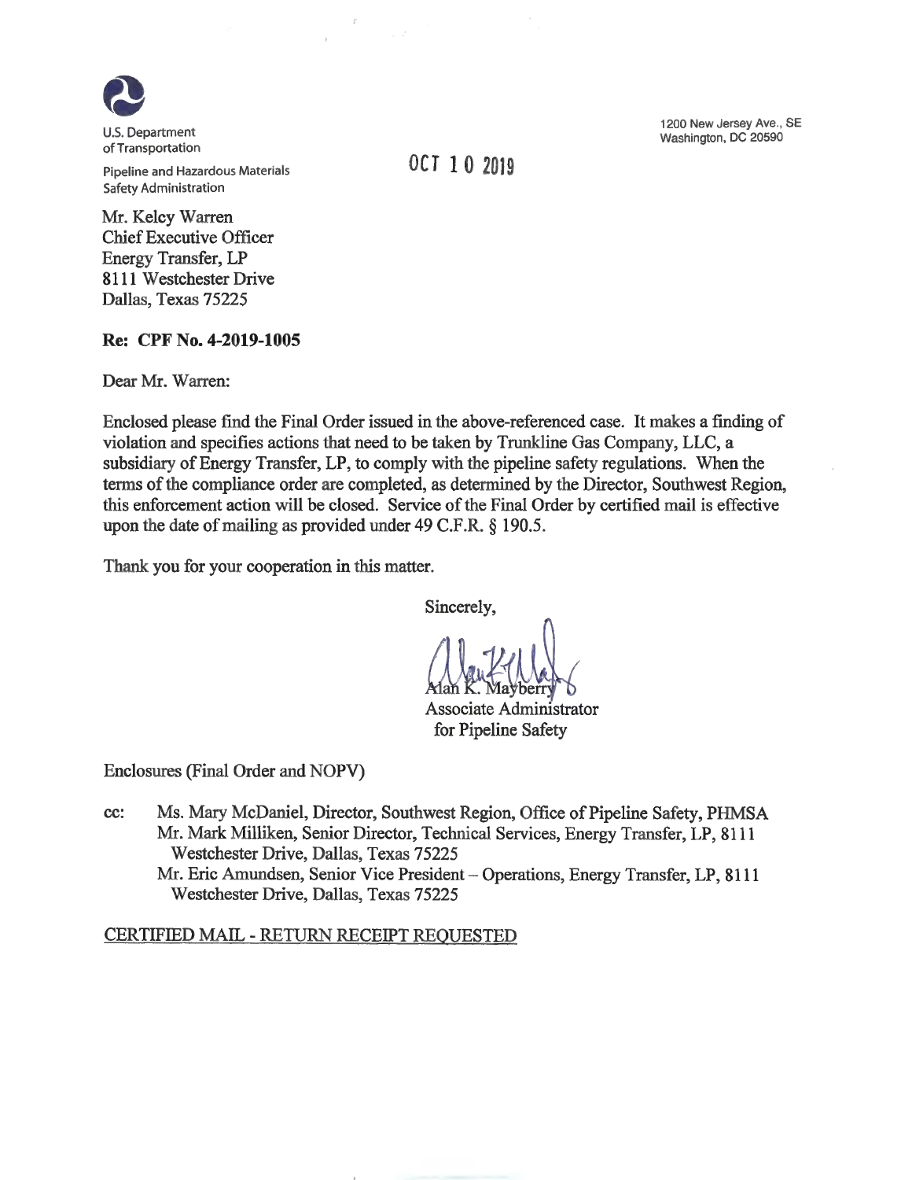U.S. Department of Transportation

Pipeline and Hazardous Materials Safety Administration

1200 New Jersey Ave., SE
Washington, DC 20590

OCT 10 2019

Mr. Kelcy Warren
Chief Executive Officer
Energy Transfer, LP
8111 Westchester Drive
Dallas, Texas 75225

**Re: CPF No. 4-2019-1005**

Dear Mr. Warren:

Enclosed please find the Final Order issued in the above-referenced case. It makes a finding of violation and specifies actions that need to be taken by Trunkline Gas Company, LLC, a subsidiary of Energy Transfer, LP, to comply with the pipeline safety regulations. When the terms of the compliance order are completed, as determined by the Director, Southwest Region, this enforcement action will be closed. Service of the Final Order by certified mail is effective upon the date of mailing as provided under 49 C.F.R. § 190.5.

Thank you for your cooperation in this matter.

Sincerely,

Alan K. Mayberry
Associate Administrator
for Pipeline Safety

Enclosures (Final Order and NOPV)

cc: Ms. Mary McDaniel, Director, Southwest Region, Office of Pipeline Safety, PHMSA
Mr. Mark Milliken, Senior Director, Technical Services, Energy Transfer, LP, 8111 Westchester Drive, Dallas, Texas 75225
Mr. Eric Amundsen, Senior Vice President – Operations, Energy Transfer, LP, 8111 Westchester Drive, Dallas, Texas 75225

CERTIFIED MAIL - RETURN RECEIPT REQUESTED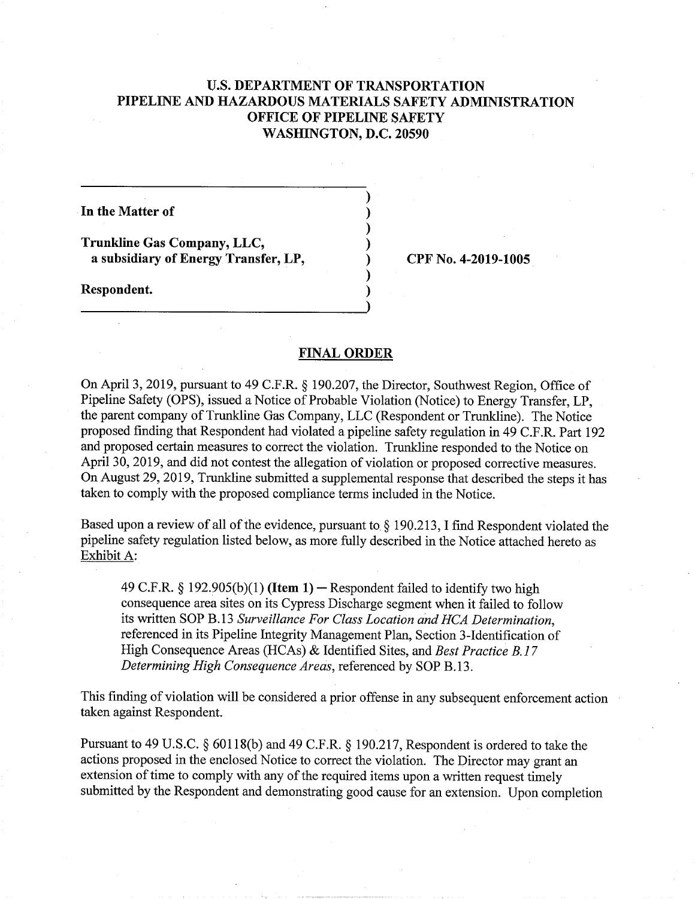# U.S. DEPARTMENT OF TRANSPORTATION
# PIPELINE AND HAZARDOUS MATERIALS SAFETY ADMINISTRATION
# OFFICE OF PIPELINE SAFETY
# WASHINGTON, D.C. 20590

**In the Matter of**

**Trunkline Gas Company, LLC,**
**a subsidiary of Energy Transfer, LP,**

**Respondent.**

**CPF No. 4-2019-1005**

## FINAL ORDER

On April 3, 2019, pursuant to 49 C.F.R. § 190.207, the Director, Southwest Region, Office of Pipeline Safety (OPS), issued a Notice of Probable Violation (Notice) to Energy Transfer, LP, the parent company of Trunkline Gas Company, LLC (Respondent or Trunkline). The Notice proposed finding that Respondent had violated a pipeline safety regulation in 49 C.F.R. Part 192 and proposed certain measures to correct the violation. Trunkline responded to the Notice on April 30, 2019, and did not contest the allegation of violation or proposed corrective measures. On August 29, 2019, Trunkline submitted a supplemental response that described the steps it has taken to comply with the proposed compliance terms included in the Notice.

Based upon a review of all of the evidence, pursuant to § 190.213, I find Respondent violated the pipeline safety regulation listed below, as more fully described in the Notice attached hereto as Exhibit A:

> 49 C.F.R. § 192.905(b)(1) **(Item 1)** — Respondent failed to identify two high consequence area sites on its Cypress Discharge segment when it failed to follow its written SOP B.13 *Surveillance For Class Location and HCA Determination*, referenced in its Pipeline Integrity Management Plan, Section 3-Identification of High Consequence Areas (HCAs) & Identified Sites, and *Best Practice B.17 Determining High Consequence Areas*, referenced by SOP B.13.

This finding of violation will be considered a prior offense in any subsequent enforcement action taken against Respondent.

Pursuant to 49 U.S.C. § 60118(b) and 49 C.F.R. § 190.217, Respondent is ordered to take the actions proposed in the enclosed Notice to correct the violation. The Director may grant an extension of time to comply with any of the required items upon a written request timely submitted by the Respondent and demonstrating good cause for an extension. Upon completion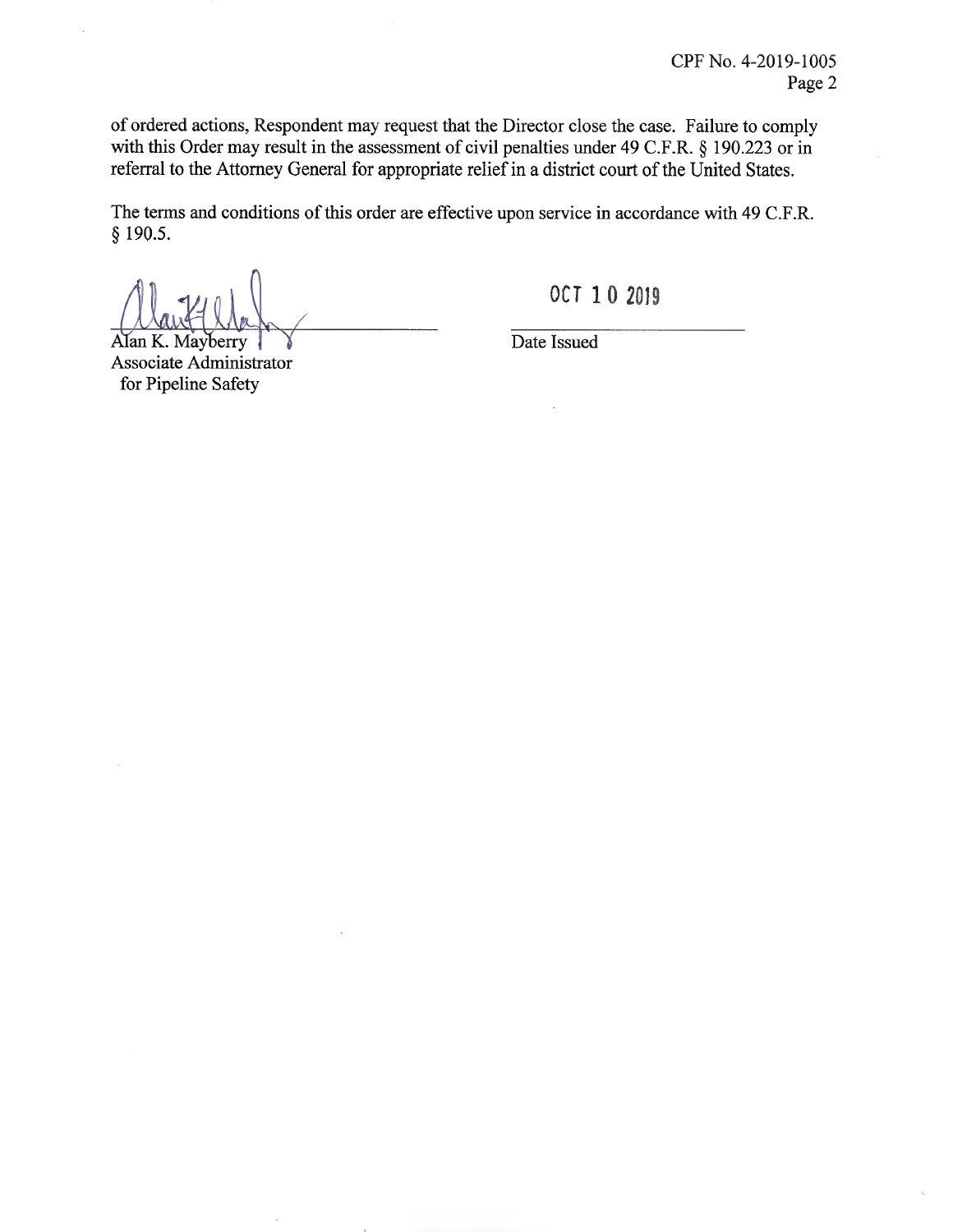of ordered actions, Respondent may request that the Director close the case. Failure to comply with this Order may result in the assessment of civil penalties under 49 C.F.R. § 190.223 or in referral to the Attorney General for appropriate relief in a district court of the United States.

The terms and conditions of this order are effective upon service in accordance with 49 C.F.R. § 190.5.

Alan K. Mayberry
Associate Administrator
for Pipeline Safety

OCT 10 2019

Date Issued